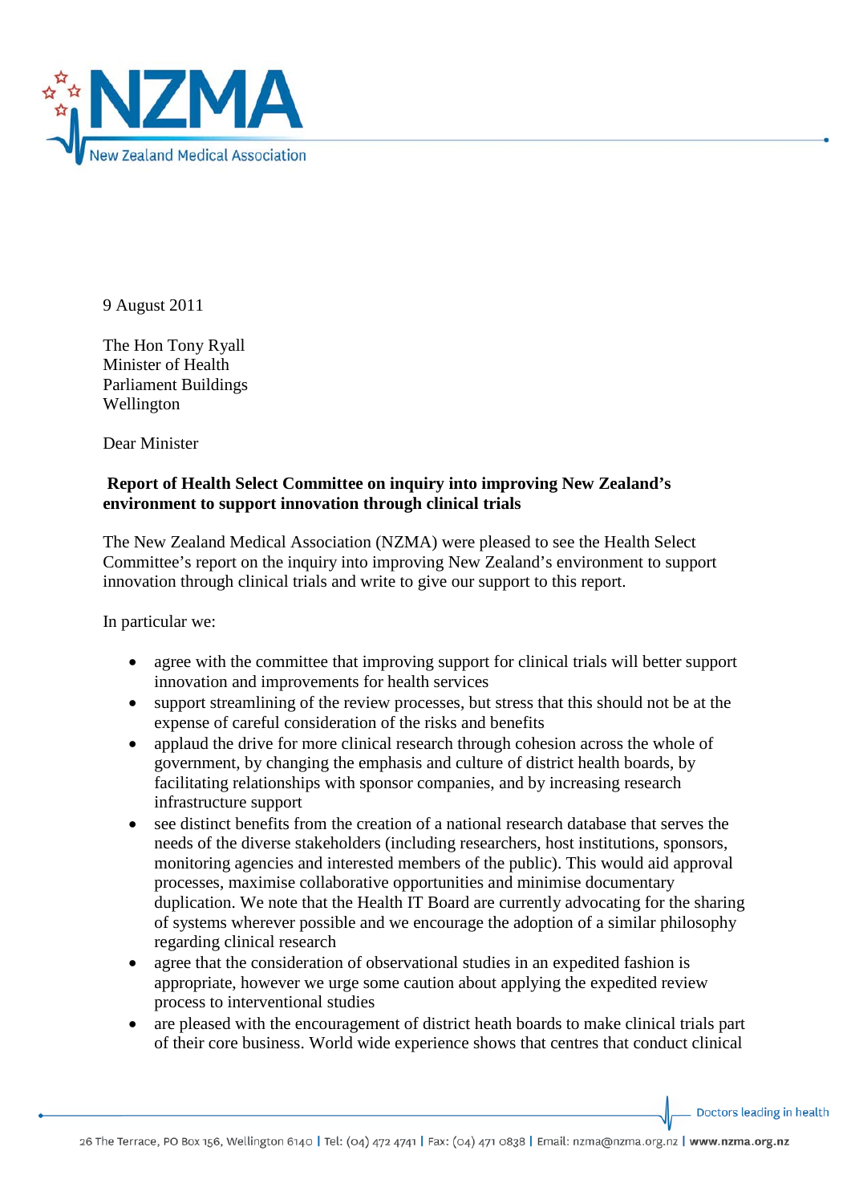9 August 2011

The Hon Tony Ryall
Minister of Health
Parliament Buildings
Wellington

Dear Minister

**Report of Health Select Committee on inquiry into improving New Zealand's environment to support innovation through clinical trials**

The New Zealand Medical Association (NZMA) were pleased to see the Health Select Committee's report on the inquiry into improving New Zealand's environment to support innovation through clinical trials and write to give our support to this report.

In particular we:

- agree with the committee that improving support for clinical trials will better support innovation and improvements for health services
- support streamlining of the review processes, but stress that this should not be at the expense of careful consideration of the risks and benefits
- applaud the drive for more clinical research through cohesion across the whole of government, by changing the emphasis and culture of district health boards, by facilitating relationships with sponsor companies, and by increasing research infrastructure support
- see distinct benefits from the creation of a national research database that serves the needs of the diverse stakeholders (including researchers, host institutions, sponsors, monitoring agencies and interested members of the public). This would aid approval processes, maximise collaborative opportunities and minimise documentary duplication. We note that the Health IT Board are currently advocating for the sharing of systems wherever possible and we encourage the adoption of a similar philosophy regarding clinical research
- agree that the consideration of observational studies in an expedited fashion is appropriate, however we urge some caution about applying the expedited review process to interventional studies
- are pleased with the encouragement of district heath boards to make clinical trials part of their core business. World wide experience shows that centres that conduct clinical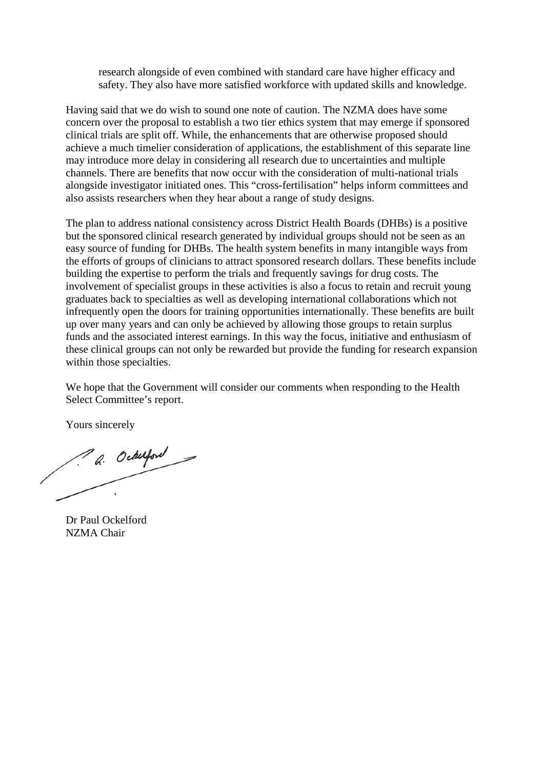research alongside of even combined with standard care have higher efficacy and safety. They also have more satisfied workforce with updated skills and knowledge.

Having said that we do wish to sound one note of caution. The NZMA does have some concern over the proposal to establish a two tier ethics system that may emerge if sponsored clinical trials are split off. While, the enhancements that are otherwise proposed should achieve a much timelier consideration of applications, the establishment of this separate line may introduce more delay in considering all research due to uncertainties and multiple channels. There are benefits that now occur with the consideration of multi-national trials alongside investigator initiated ones. This "cross-fertilisation" helps inform committees and also assists researchers when they hear about a range of study designs.

The plan to address national consistency across District Health Boards (DHBs) is a positive but the sponsored clinical research generated by individual groups should not be seen as an easy source of funding for DHBs. The health system benefits in many intangible ways from the efforts of groups of clinicians to attract sponsored research dollars. These benefits include building the expertise to perform the trials and frequently savings for drug costs. The involvement of specialist groups in these activities is also a focus to retain and recruit young graduates back to specialties as well as developing international collaborations which not infrequently open the doors for training opportunities internationally. These benefits are built up over many years and can only be achieved by allowing those groups to retain surplus funds and the associated interest earnings. In this way the focus, initiative and enthusiasm of these clinical groups can not only be rewarded but provide the funding for research expansion within those specialties.

We hope that the Government will consider our comments when responding to the Health Select Committee's report.

Yours sincerely

Dr Paul Ockelford
NZMA Chair